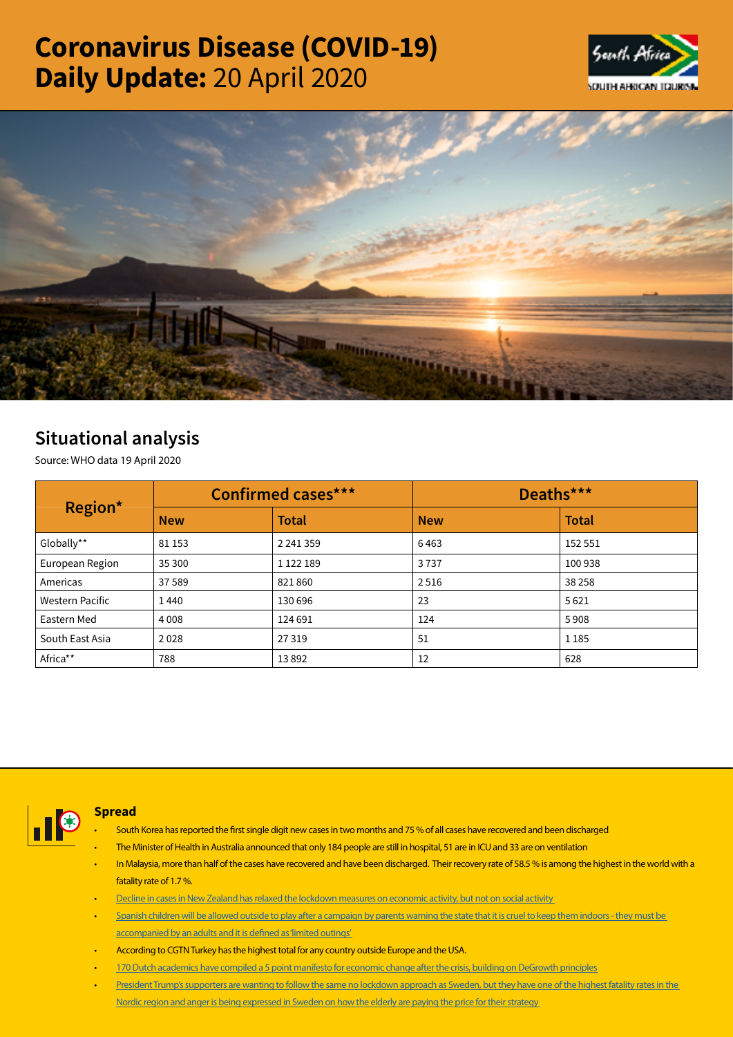# Coronavirus Disease (COVID-19) Daily Update: 20 April 2020

## Situational analysis

Source: WHO data 19 April 2020

| Region* | Confirmed cases*** | | Deaths*** | |
|---|---|---|---|---|
| | New | Total | New | Total |
| Globally** | 81 153 | 2 241 359 | 6 463 | 152 551 |
| European Region | 35 300 | 1 122 189 | 3 737 | 100 938 |
| Americas | 37 589 | 821 860 | 2 516 | 38 258 |
| Western Pacific | 1 440 | 130 696 | 23 | 5 621 |
| Eastern Med | 4 008 | 124 691 | 124 | 5 908 |
| South East Asia | 2 028 | 27 319 | 51 | 1 185 |
| Africa** | 788 | 13 892 | 12 | 628 |

### Spread

- South Korea has reported the first single digit new cases in two months and 75 % of all cases have recovered and been discharged
- The Minister of Health in Australia announced that only 184 people are still in hospital, 51 are in ICU and 33 are on ventilation
- In Malaysia, more than half of the cases have recovered and have been discharged. Their recovery rate of 58.5 % is among the highest in the world with a fatality rate of 1.7 %.
- Decline in cases in New Zealand has relaxed the lockdown measures on economic activity, but not on social activity
- Spanish children will be allowed outside to play after a campaign by parents warning the state that it is cruel to keep them indoors - they must be accompanied by an adults and it is defined as 'limited outings'
- According to CGTN Turkey has the highest total for any country outside Europe and the USA.
- 170 Dutch academics have compiled a 5 point manifesto for economic change after the crisis, building on DeGrowth principles
- President Trump's supporters are wanting to follow the same no lockdown approach as Sweden, but they have one of the highest fatality rates in the Nordic region and anger is being expressed in Sweden on how the elderly are paying the price for their strategy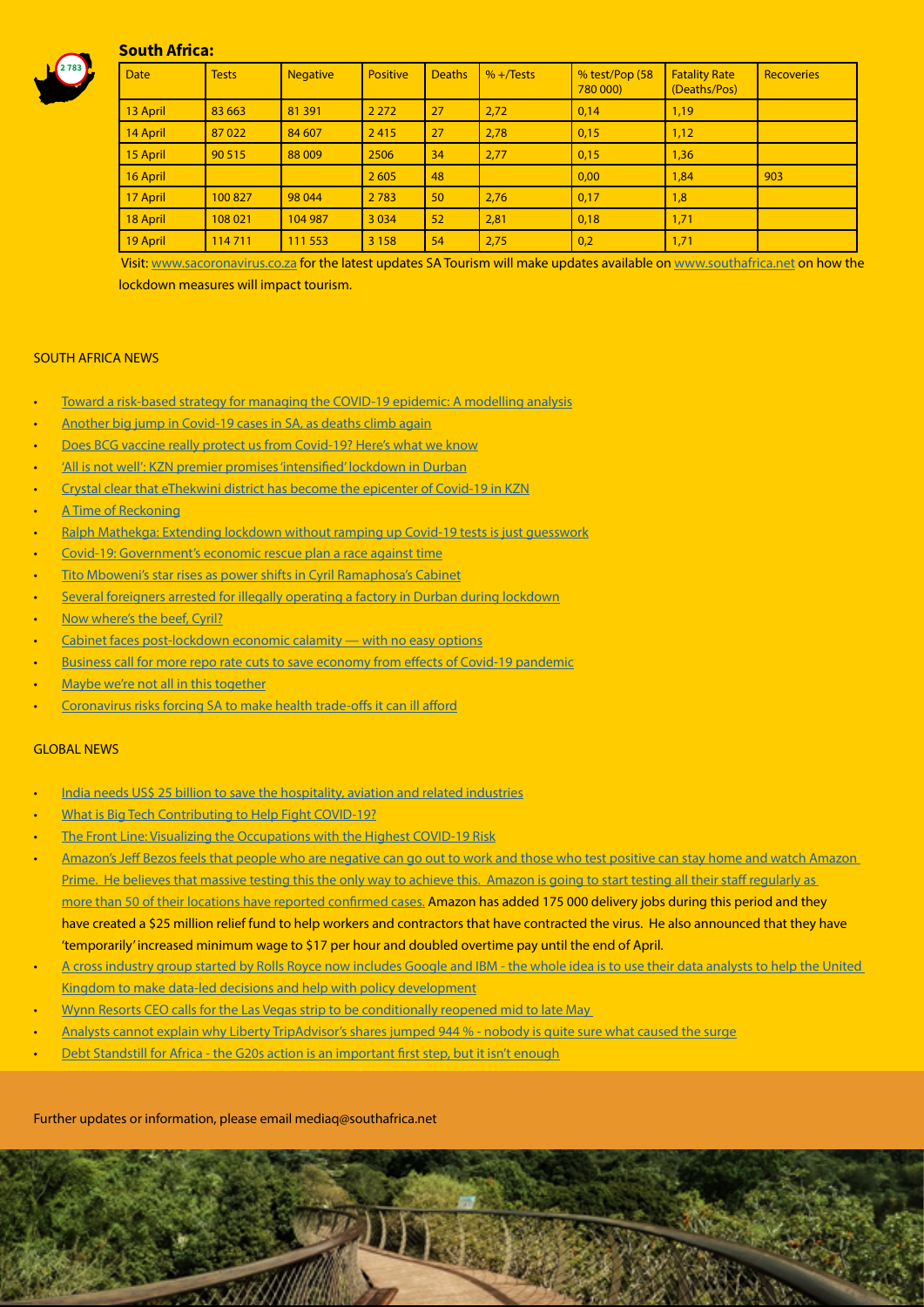## South Africa:

| Date | Tests | Negative | Positive | Deaths | % +/Tests | % test/Pop (58 780 000) | Fatality Rate (Deaths/Pos) | Recoveries |
|---|---|---|---|---|---|---|---|---|
| 13 April | 83 663 | 81 391 | 2 272 | 27 | 2,72 | 0,14 | 1,19 | |
| 14 April | 87 022 | 84 607 | 2 415 | 27 | 2,78 | 0,15 | 1,12 | |
| 15 April | 90 515 | 88 009 | 2506 | 34 | 2,77 | 0,15 | 1,36 | |
| 16 April | | | 2 605 | 48 | | 0,00 | 1,84 | 903 |
| 17 April | 100 827 | 98 044 | 2 783 | 50 | 2,76 | 0,17 | 1,8 | |
| 18 April | 108 021 | 104 987 | 3 034 | 52 | 2,81 | 0,18 | 1,71 | |
| 19 April | 114 711 | 111 553 | 3 158 | 54 | 2,75 | 0,2 | 1,71 | |

Visit: www.sacoronavirus.co.za for the latest updates SA Tourism will make updates available on www.southafrica.net on how the lockdown measures will impact tourism.

SOUTH AFRICA NEWS

- Toward a risk-based strategy for managing the COVID-19 epidemic: A modelling analysis
- Another big jump in Covid-19 cases in SA, as deaths climb again
- Does BCG vaccine really protect us from Covid-19? Here's what we know
- 'All is not well': KZN premier promises 'intensified' lockdown in Durban
- Crystal clear that eThekwini district has become the epicenter of Covid-19 in KZN
- A Time of Reckoning
- Ralph Mathekga: Extending lockdown without ramping up Covid-19 tests is just guesswork
- Covid-19: Government's economic rescue plan a race against time
- Tito Mboweni's star rises as power shifts in Cyril Ramaphosa's Cabinet
- Several foreigners arrested for illegally operating a factory in Durban during lockdown
- Now where's the beef, Cyril?
- Cabinet faces post-lockdown economic calamity — with no easy options
- Business call for more repo rate cuts to save economy from effects of Covid-19 pandemic
- Maybe we're not all in this together
- Coronavirus risks forcing SA to make health trade-offs it can ill afford

GLOBAL NEWS

- India needs US$ 25 billion to save the hospitality, aviation and related industries
- What is Big Tech Contributing to Help Fight COVID-19?
- The Front Line: Visualizing the Occupations with the Highest COVID-19 Risk
- Amazon's Jeff Bezos feels that people who are negative can go out to work and those who test positive can stay home and watch Amazon Prime. He believes that massive testing this the only way to achieve this. Amazon is going to start testing all their staff regularly as more than 50 of their locations have reported confirmed cases. Amazon has added 175 000 delivery jobs during this period and they have created a $25 million relief fund to help workers and contractors that have contracted the virus. He also announced that they have 'temporarily' increased minimum wage to $17 per hour and doubled overtime pay until the end of April.
- A cross industry group started by Rolls Royce now includes Google and IBM - the whole idea is to use their data analysts to help the United Kingdom to make data-led decisions and help with policy development
- Wynn Resorts CEO calls for the Las Vegas strip to be conditionally reopened mid to late May
- Analysts cannot explain why Liberty TripAdvisor's shares jumped 944 % - nobody is quite sure what caused the surge
- Debt Standstill for Africa - the G20s action is an important first step, but it isn't enough

Further updates or information, please email mediaq@southafrica.net